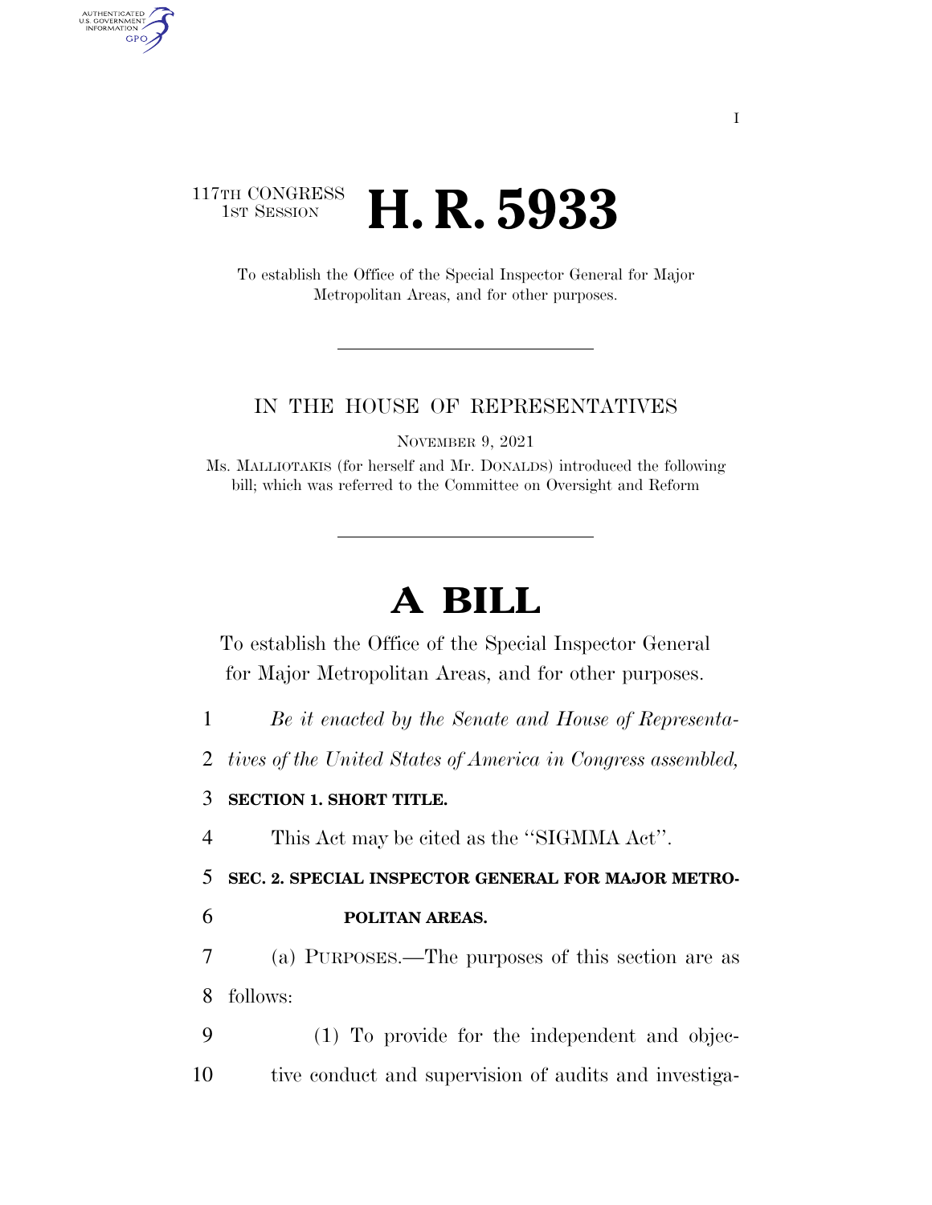117TH CONGRESS
1ST SESSION

# H. R. 5933

To establish the Office of the Special Inspector General for Major Metropolitan Areas, and for other purposes.

IN THE HOUSE OF REPRESENTATIVES

NOVEMBER 9, 2021

Ms. MALLIOTAKIS (for herself and Mr. DONALDS) introduced the following bill; which was referred to the Committee on Oversight and Reform

# A BILL

To establish the Office of the Special Inspector General for Major Metropolitan Areas, and for other purposes.

*Be it enacted by the Senate and House of Representatives of the United States of America in Congress assembled,*

**SECTION 1. SHORT TITLE.**

This Act may be cited as the ''SIGMMA Act''.

**SEC. 2. SPECIAL INSPECTOR GENERAL FOR MAJOR METROPOLITAN AREAS.**

(a) PURPOSES.—The purposes of this section are as follows:

(1) To provide for the independent and objective conduct and supervision of audits and investiga-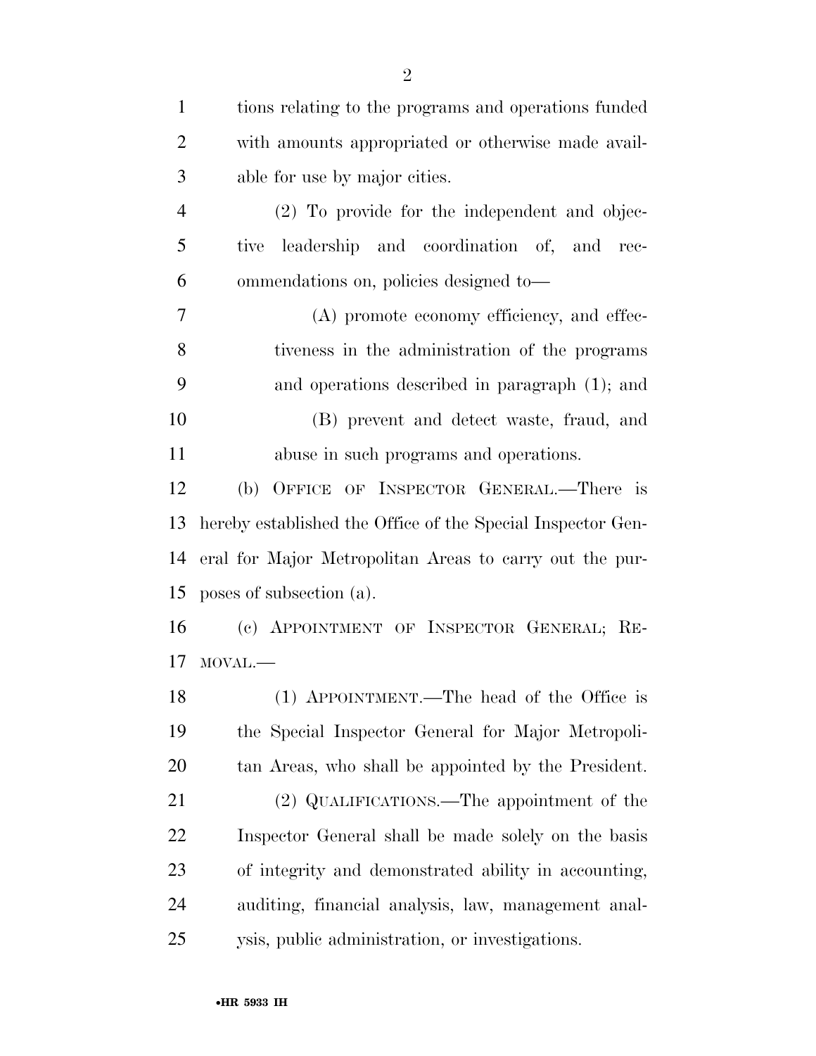tions relating to the programs and operations funded with amounts appropriated or otherwise made available for use by major cities.

(2) To provide for the independent and objective leadership and coordination of, and recommendations on, policies designed to—

(A) promote economy efficiency, and effectiveness in the administration of the programs and operations described in paragraph (1); and

(B) prevent and detect waste, fraud, and abuse in such programs and operations.

(b) OFFICE OF INSPECTOR GENERAL.—There is hereby established the Office of the Special Inspector General for Major Metropolitan Areas to carry out the purposes of subsection (a).

(c) APPOINTMENT OF INSPECTOR GENERAL; REMOVAL.—

(1) APPOINTMENT.—The head of the Office is the Special Inspector General for Major Metropolitan Areas, who shall be appointed by the President.

(2) QUALIFICATIONS.—The appointment of the Inspector General shall be made solely on the basis of integrity and demonstrated ability in accounting, auditing, financial analysis, law, management analysis, public administration, or investigations.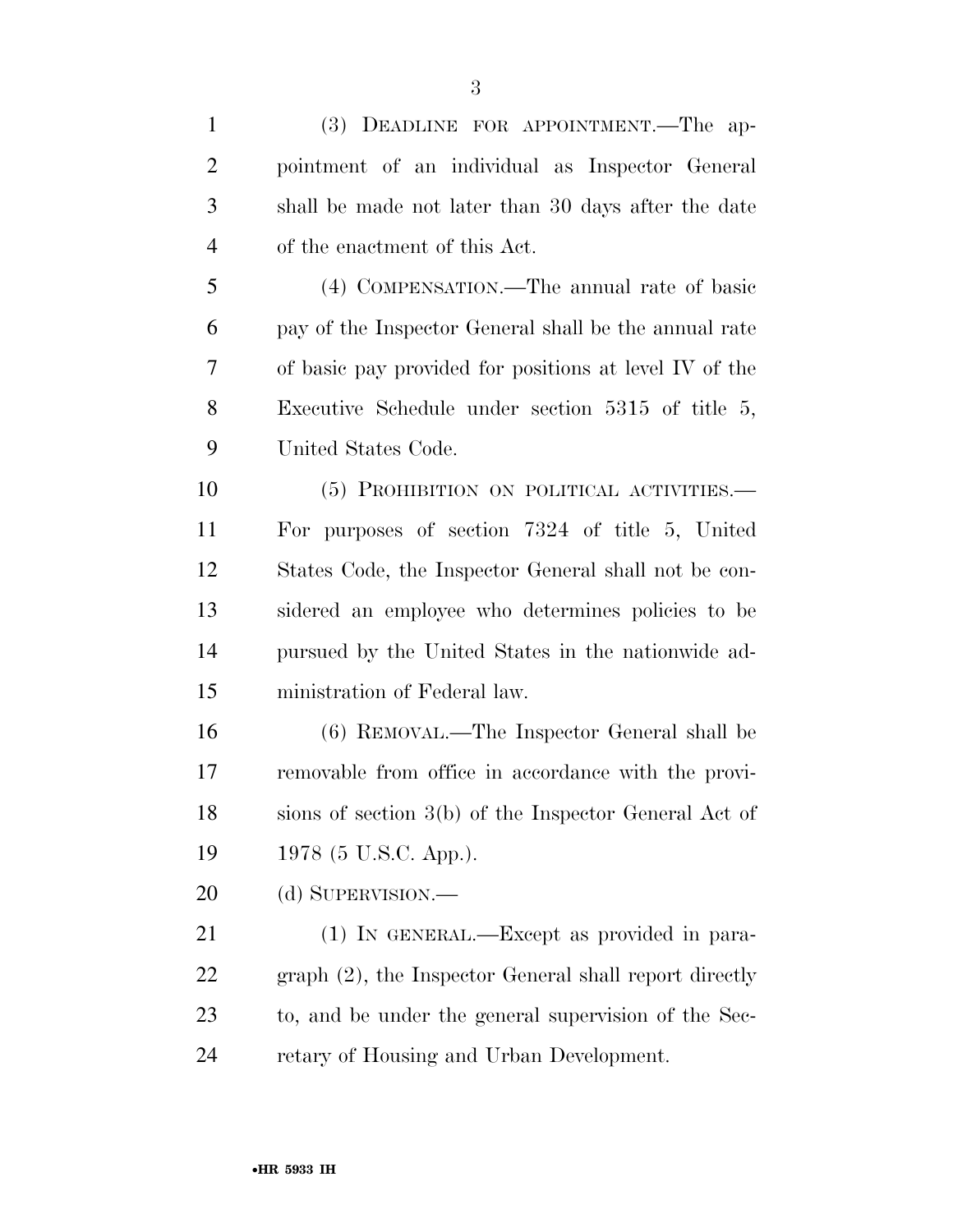(3) DEADLINE FOR APPOINTMENT.—The appointment of an individual as Inspector General shall be made not later than 30 days after the date of the enactment of this Act.

(4) COMPENSATION.—The annual rate of basic pay of the Inspector General shall be the annual rate of basic pay provided for positions at level IV of the Executive Schedule under section 5315 of title 5, United States Code.

(5) PROHIBITION ON POLITICAL ACTIVITIES.—For purposes of section 7324 of title 5, United States Code, the Inspector General shall not be considered an employee who determines policies to be pursued by the United States in the nationwide administration of Federal law.

(6) REMOVAL.—The Inspector General shall be removable from office in accordance with the provisions of section 3(b) of the Inspector General Act of 1978 (5 U.S.C. App.).

(d) SUPERVISION.—

(1) IN GENERAL.—Except as provided in paragraph (2), the Inspector General shall report directly to, and be under the general supervision of the Secretary of Housing and Urban Development.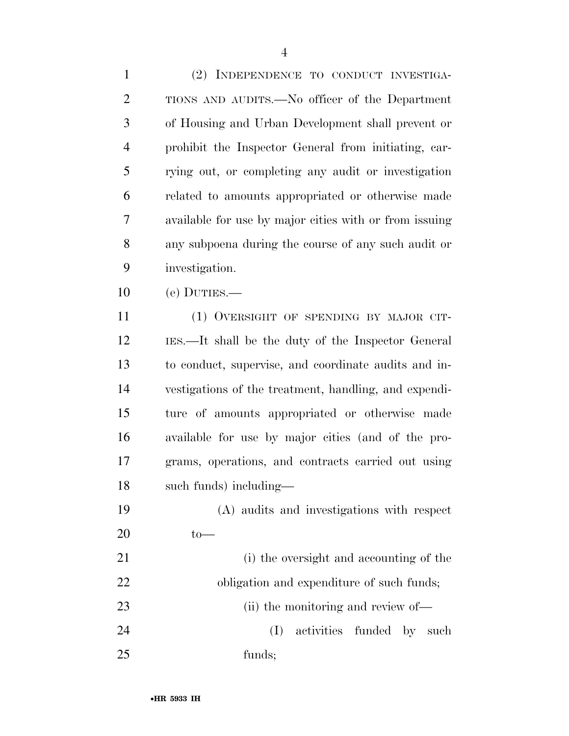(2) INDEPENDENCE TO CONDUCT INVESTIGATIONS AND AUDITS.—No officer of the Department of Housing and Urban Development shall prevent or prohibit the Inspector General from initiating, carrying out, or completing any audit or investigation related to amounts appropriated or otherwise made available for use by major cities with or from issuing any subpoena during the course of any such audit or investigation.

(e) DUTIES.—

(1) OVERSIGHT OF SPENDING BY MAJOR CITIES.—It shall be the duty of the Inspector General to conduct, supervise, and coordinate audits and investigations of the treatment, handling, and expenditure of amounts appropriated or otherwise made available for use by major cities (and of the programs, operations, and contracts carried out using such funds) including—

(A) audits and investigations with respect to—

(i) the oversight and accounting of the obligation and expenditure of such funds;

(ii) the monitoring and review of—

(I) activities funded by such funds;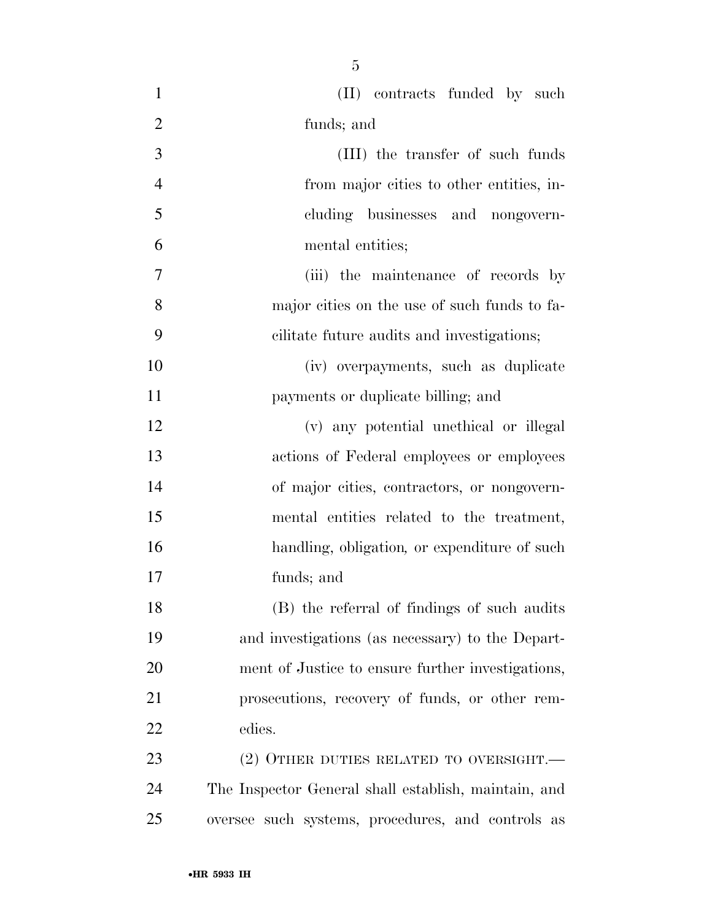(II) contracts funded by such funds; and

(III) the transfer of such funds from major cities to other entities, including businesses and nongovernmental entities;

(iii) the maintenance of records by major cities on the use of such funds to facilitate future audits and investigations;

(iv) overpayments, such as duplicate payments or duplicate billing; and

(v) any potential unethical or illegal actions of Federal employees or employees of major cities, contractors, or nongovernmental entities related to the treatment, handling, obligation, or expenditure of such funds; and

(B) the referral of findings of such audits and investigations (as necessary) to the Department of Justice to ensure further investigations, prosecutions, recovery of funds, or other remedies.

(2) OTHER DUTIES RELATED TO OVERSIGHT.—The Inspector General shall establish, maintain, and oversee such systems, procedures, and controls as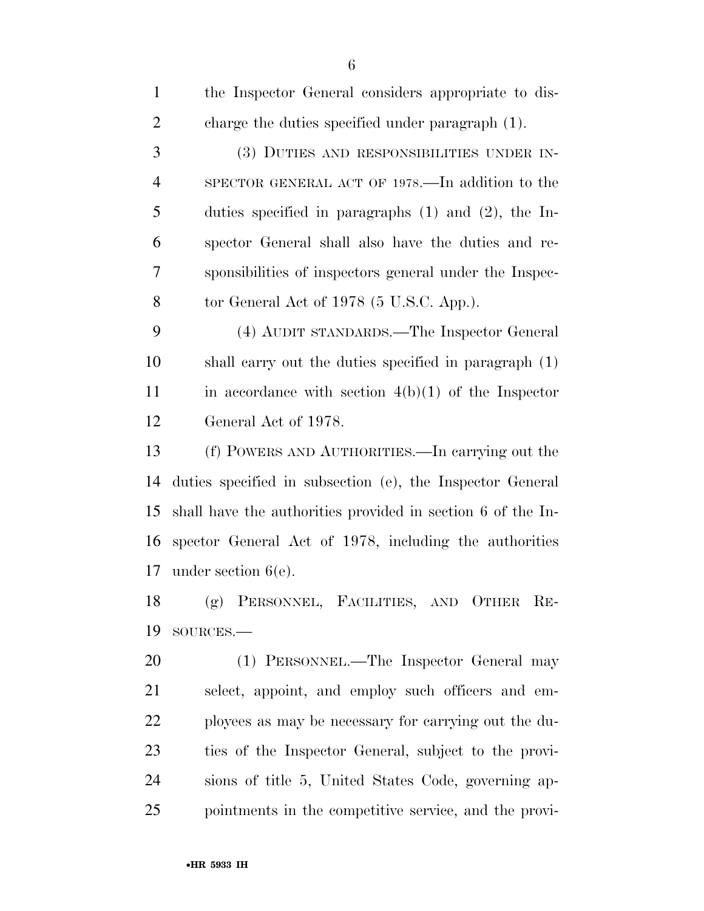the Inspector General considers appropriate to discharge the duties specified under paragraph (1).

(3) DUTIES AND RESPONSIBILITIES UNDER INSPECTOR GENERAL ACT OF 1978.—In addition to the duties specified in paragraphs (1) and (2), the Inspector General shall also have the duties and responsibilities of inspectors general under the Inspector General Act of 1978 (5 U.S.C. App.).

(4) AUDIT STANDARDS.—The Inspector General shall carry out the duties specified in paragraph (1) in accordance with section 4(b)(1) of the Inspector General Act of 1978.

(f) POWERS AND AUTHORITIES.—In carrying out the duties specified in subsection (e), the Inspector General shall have the authorities provided in section 6 of the Inspector General Act of 1978, including the authorities under section 6(e).

(g) PERSONNEL, FACILITIES, AND OTHER RESOURCES.—

(1) PERSONNEL.—The Inspector General may select, appoint, and employ such officers and employees as may be necessary for carrying out the duties of the Inspector General, subject to the provisions of title 5, United States Code, governing appointments in the competitive service, and the provi-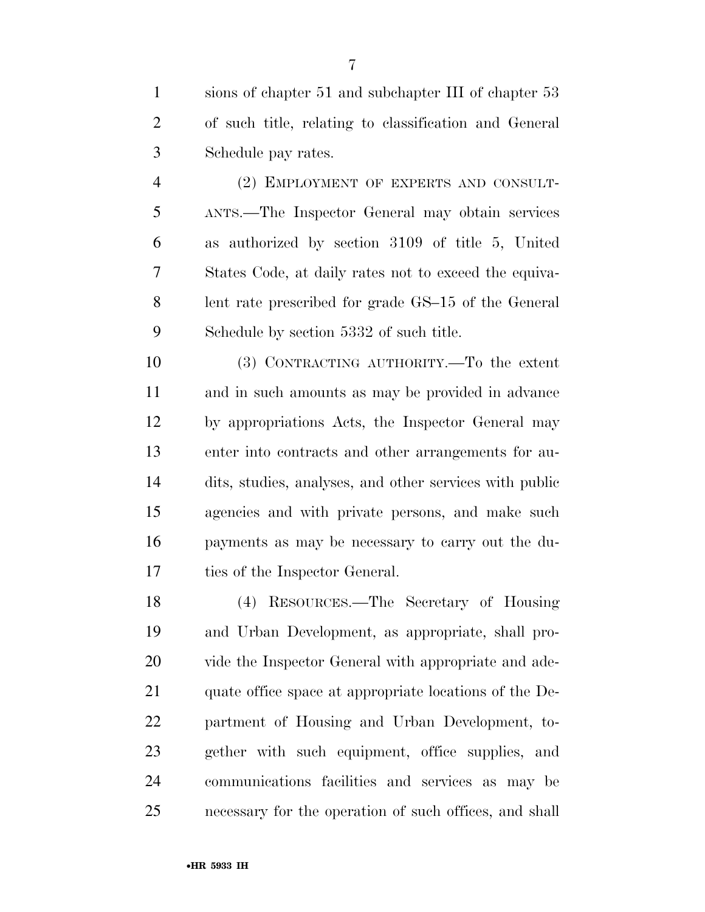sions of chapter 51 and subchapter III of chapter 53 of such title, relating to classification and General Schedule pay rates.

(2) EMPLOYMENT OF EXPERTS AND CONSULTANTS.—The Inspector General may obtain services as authorized by section 3109 of title 5, United States Code, at daily rates not to exceed the equivalent rate prescribed for grade GS–15 of the General Schedule by section 5332 of such title.

(3) CONTRACTING AUTHORITY.—To the extent and in such amounts as may be provided in advance by appropriations Acts, the Inspector General may enter into contracts and other arrangements for audits, studies, analyses, and other services with public agencies and with private persons, and make such payments as may be necessary to carry out the duties of the Inspector General.

(4) RESOURCES.—The Secretary of Housing and Urban Development, as appropriate, shall provide the Inspector General with appropriate and adequate office space at appropriate locations of the Department of Housing and Urban Development, together with such equipment, office supplies, and communications facilities and services as may be necessary for the operation of such offices, and shall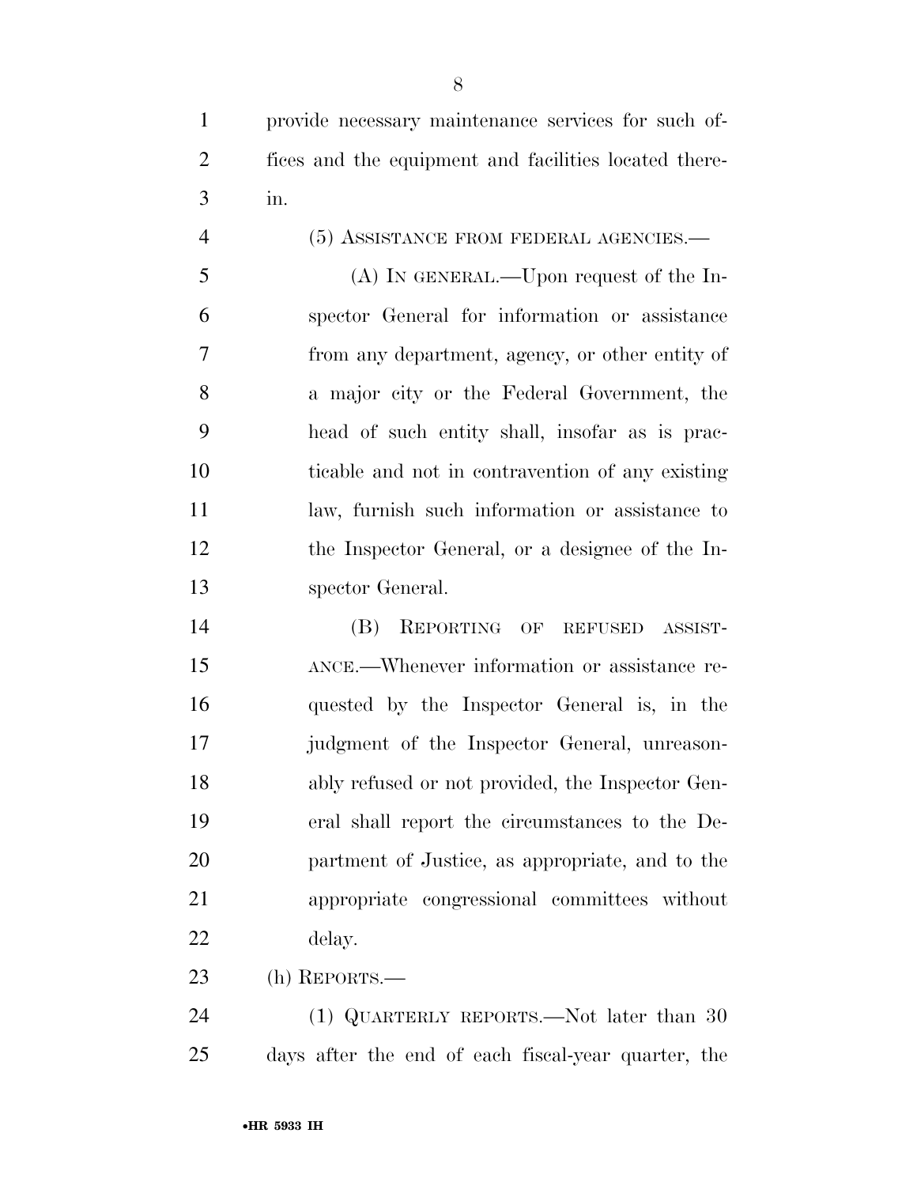provide necessary maintenance services for such offices and the equipment and facilities located therein.

(5) ASSISTANCE FROM FEDERAL AGENCIES.—

(A) IN GENERAL.—Upon request of the Inspector General for information or assistance from any department, agency, or other entity of a major city or the Federal Government, the head of such entity shall, insofar as is practicable and not in contravention of any existing law, furnish such information or assistance to the Inspector General, or a designee of the Inspector General.

(B) REPORTING OF REFUSED ASSISTANCE.—Whenever information or assistance requested by the Inspector General is, in the judgment of the Inspector General, unreasonably refused or not provided, the Inspector General shall report the circumstances to the Department of Justice, as appropriate, and to the appropriate congressional committees without delay.

(h) REPORTS.—

(1) QUARTERLY REPORTS.—Not later than 30 days after the end of each fiscal-year quarter, the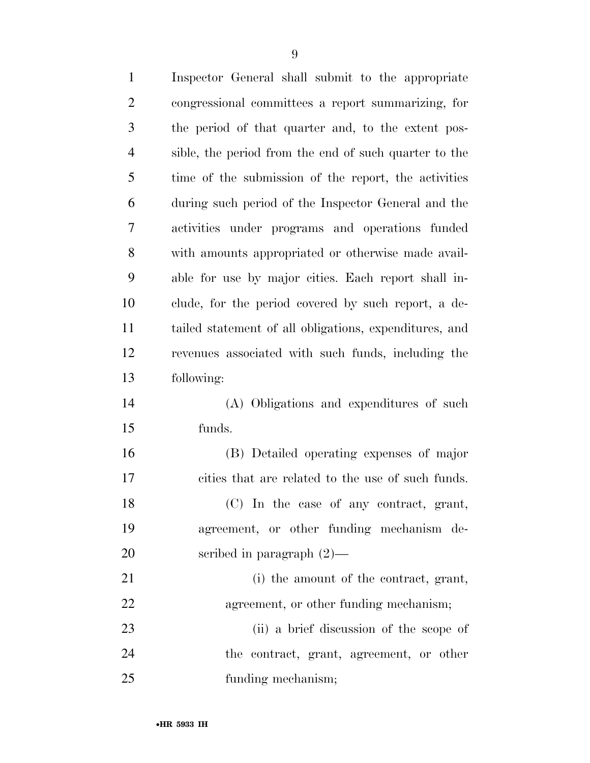Inspector General shall submit to the appropriate congressional committees a report summarizing, for the period of that quarter and, to the extent possible, the period from the end of such quarter to the time of the submission of the report, the activities during such period of the Inspector General and the activities under programs and operations funded with amounts appropriated or otherwise made available for use by major cities. Each report shall include, for the period covered by such report, a detailed statement of all obligations, expenditures, and revenues associated with such funds, including the following:

(A) Obligations and expenditures of such funds.

(B) Detailed operating expenses of major cities that are related to the use of such funds.

(C) In the case of any contract, grant, agreement, or other funding mechanism described in paragraph (2)—

(i) the amount of the contract, grant, agreement, or other funding mechanism;

(ii) a brief discussion of the scope of the contract, grant, agreement, or other funding mechanism;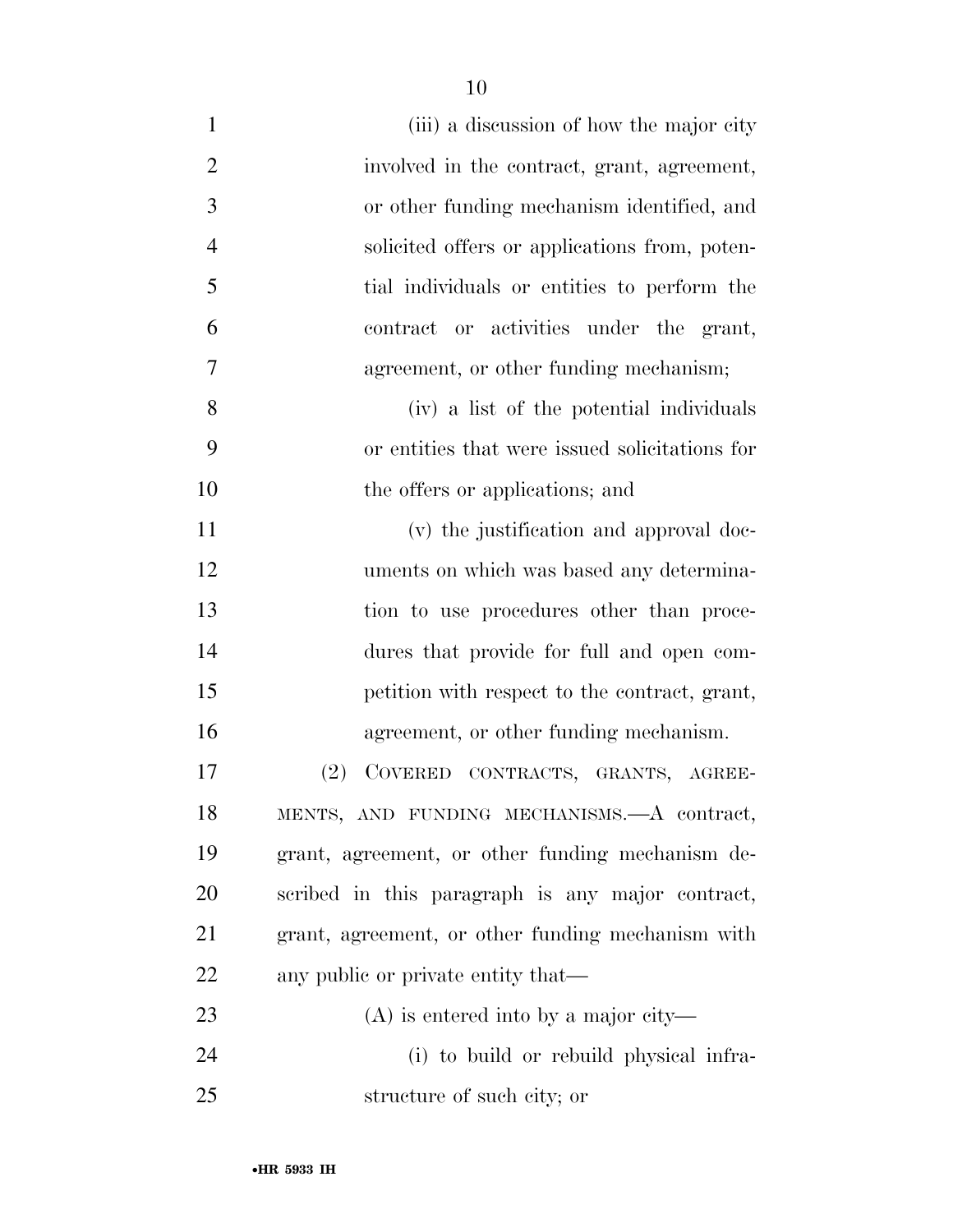(iii) a discussion of how the major city involved in the contract, grant, agreement, or other funding mechanism identified, and solicited offers or applications from, potential individuals or entities to perform the contract or activities under the grant, agreement, or other funding mechanism;

(iv) a list of the potential individuals or entities that were issued solicitations for the offers or applications; and

(v) the justification and approval documents on which was based any determination to use procedures other than procedures that provide for full and open competition with respect to the contract, grant, agreement, or other funding mechanism.

(2) COVERED CONTRACTS, GRANTS, AGREEMENTS, AND FUNDING MECHANISMS.—A contract, grant, agreement, or other funding mechanism described in this paragraph is any major contract, grant, agreement, or other funding mechanism with any public or private entity that—

(A) is entered into by a major city—

(i) to build or rebuild physical infrastructure of such city; or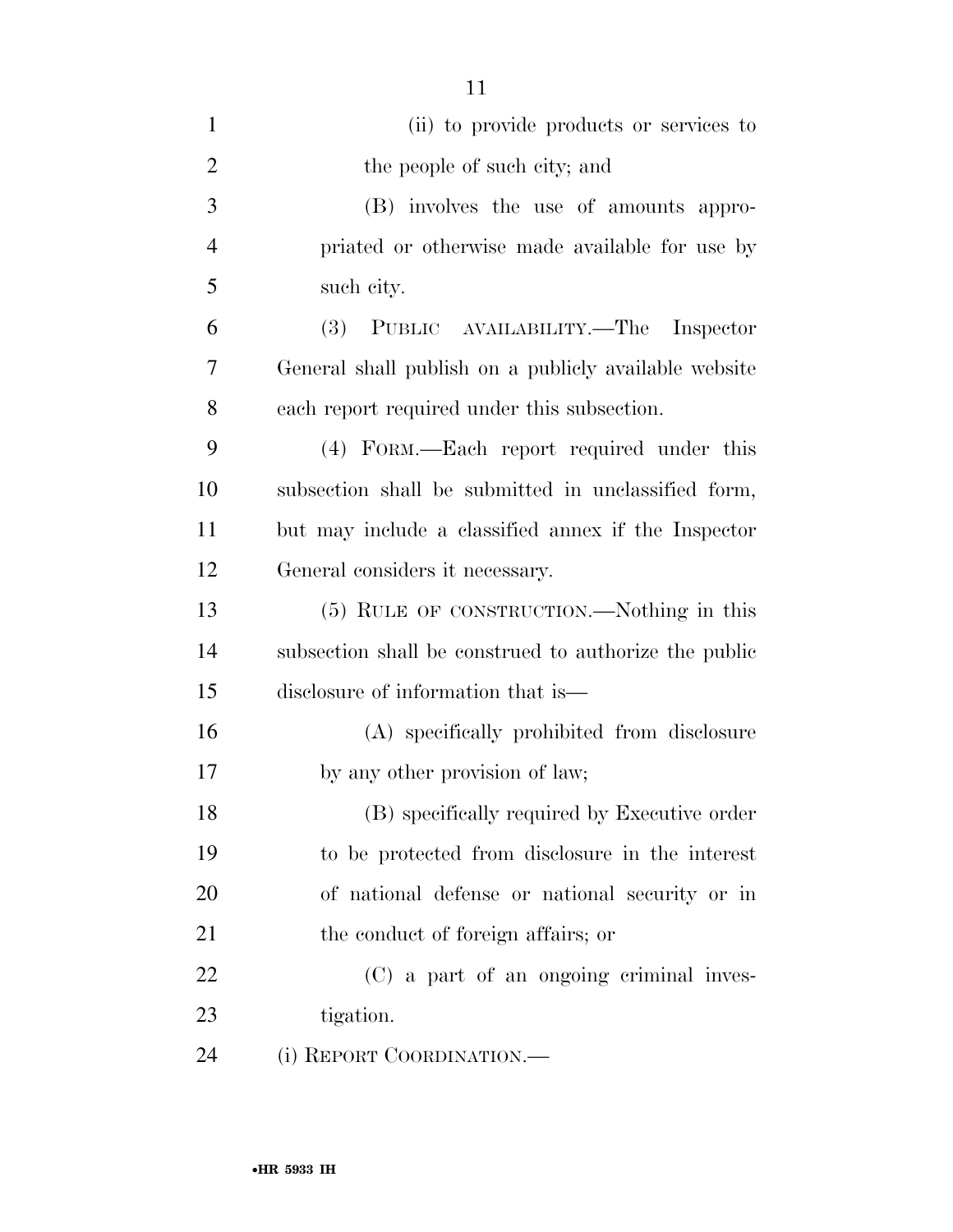(ii) to provide products or services to the people of such city; and

(B) involves the use of amounts appropriated or otherwise made available for use by such city.

(3) PUBLIC AVAILABILITY.—The Inspector General shall publish on a publicly available website each report required under this subsection.

(4) FORM.—Each report required under this subsection shall be submitted in unclassified form, but may include a classified annex if the Inspector General considers it necessary.

(5) RULE OF CONSTRUCTION.—Nothing in this subsection shall be construed to authorize the public disclosure of information that is—

(A) specifically prohibited from disclosure by any other provision of law;

(B) specifically required by Executive order to be protected from disclosure in the interest of national defense or national security or in the conduct of foreign affairs; or

(C) a part of an ongoing criminal investigation.

(i) REPORT COORDINATION.—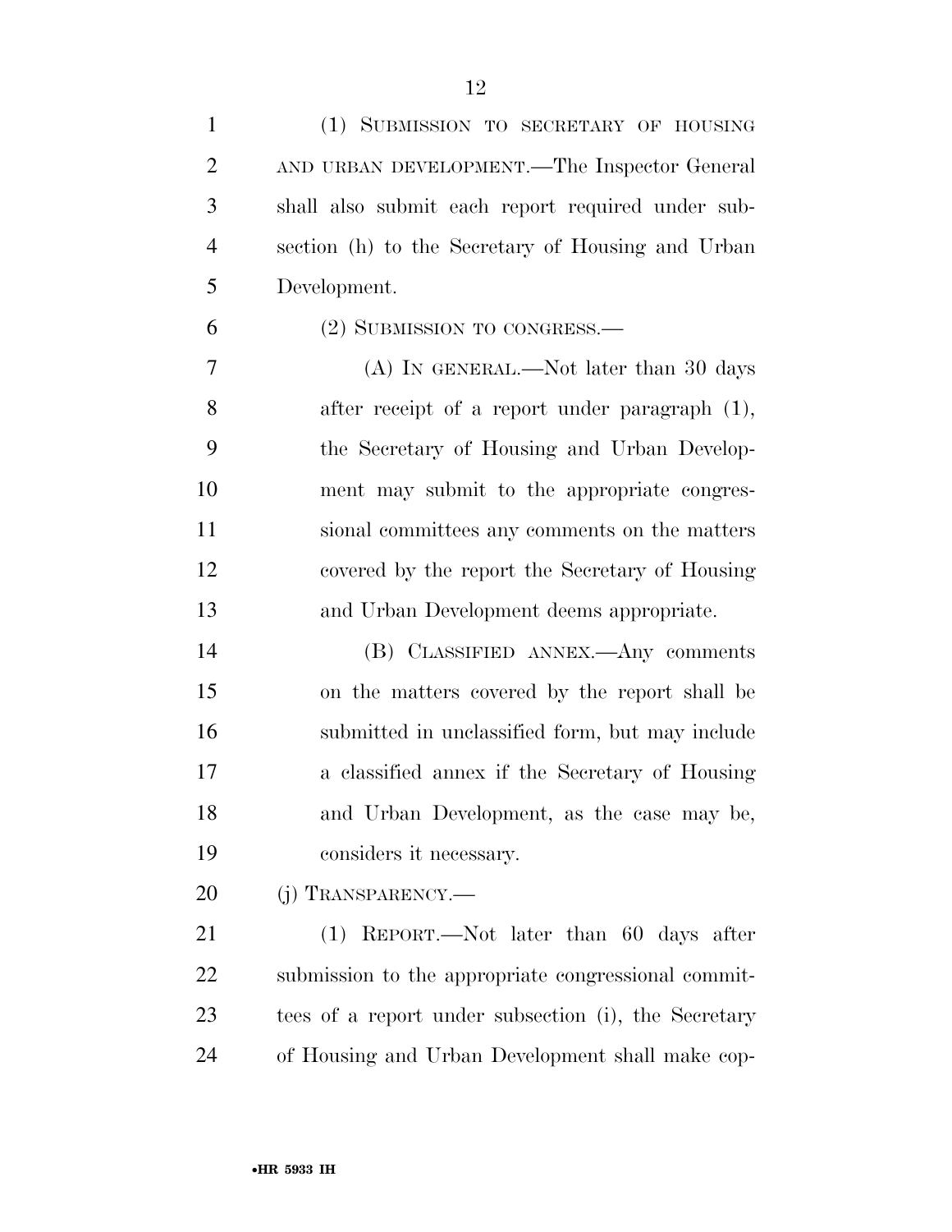(1) SUBMISSION TO SECRETARY OF HOUSING AND URBAN DEVELOPMENT.—The Inspector General shall also submit each report required under subsection (h) to the Secretary of Housing and Urban Development.

(2) SUBMISSION TO CONGRESS.—

(A) IN GENERAL.—Not later than 30 days after receipt of a report under paragraph (1), the Secretary of Housing and Urban Development may submit to the appropriate congressional committees any comments on the matters covered by the report the Secretary of Housing and Urban Development deems appropriate.

(B) CLASSIFIED ANNEX.—Any comments on the matters covered by the report shall be submitted in unclassified form, but may include a classified annex if the Secretary of Housing and Urban Development, as the case may be, considers it necessary.

(j) TRANSPARENCY.—

(1) REPORT.—Not later than 60 days after submission to the appropriate congressional committees of a report under subsection (i), the Secretary of Housing and Urban Development shall make cop-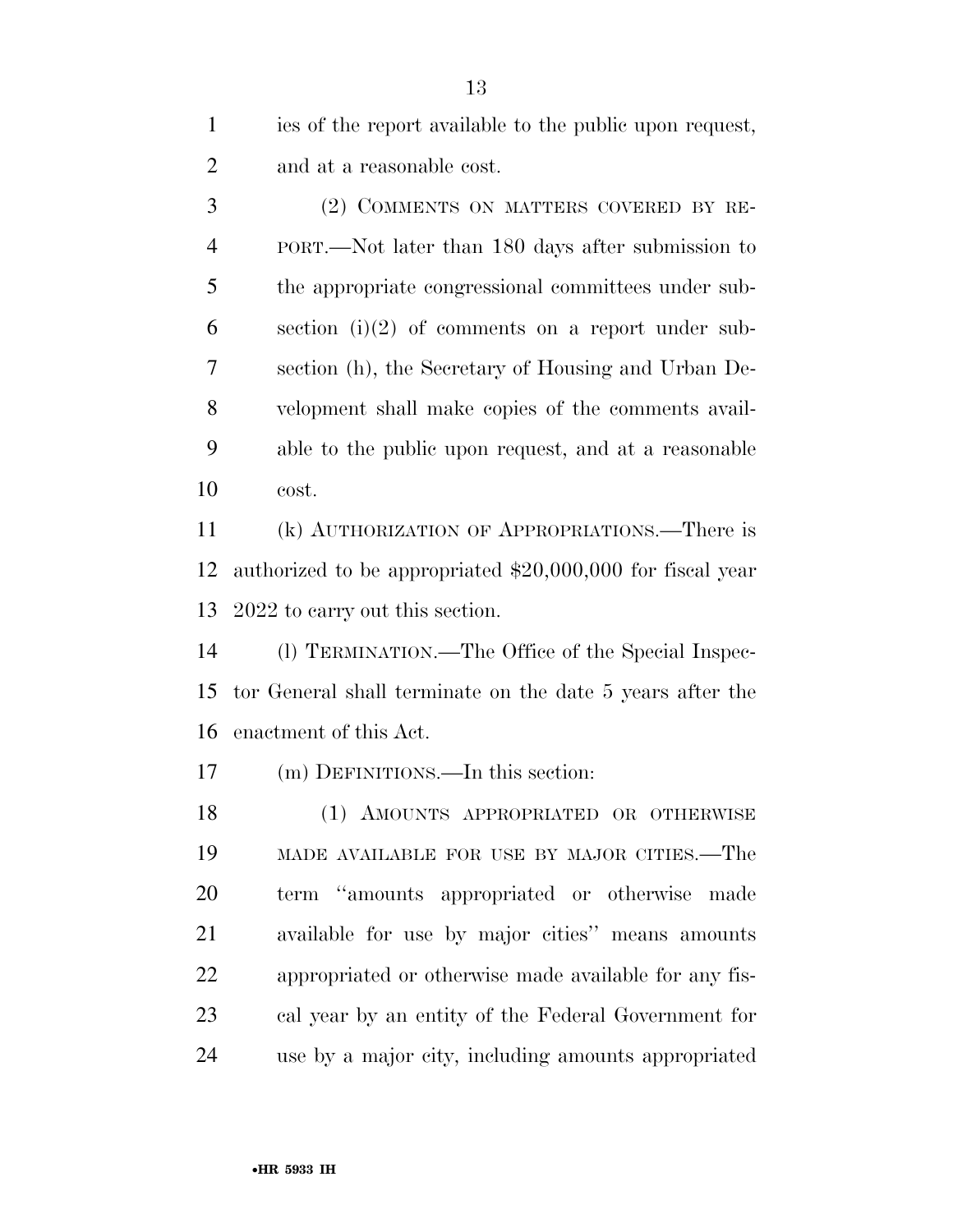ies of the report available to the public upon request, and at a reasonable cost.

(2) COMMENTS ON MATTERS COVERED BY REPORT.—Not later than 180 days after submission to the appropriate congressional committees under subsection (i)(2) of comments on a report under subsection (h), the Secretary of Housing and Urban Development shall make copies of the comments available to the public upon request, and at a reasonable cost.

(k) AUTHORIZATION OF APPROPRIATIONS.—There is authorized to be appropriated $20,000,000 for fiscal year 2022 to carry out this section.

(l) TERMINATION.—The Office of the Special Inspector General shall terminate on the date 5 years after the enactment of this Act.

(m) DEFINITIONS.—In this section:

(1) AMOUNTS APPROPRIATED OR OTHERWISE MADE AVAILABLE FOR USE BY MAJOR CITIES.—The term ''amounts appropriated or otherwise made available for use by major cities'' means amounts appropriated or otherwise made available for any fiscal year by an entity of the Federal Government for use by a major city, including amounts appropriated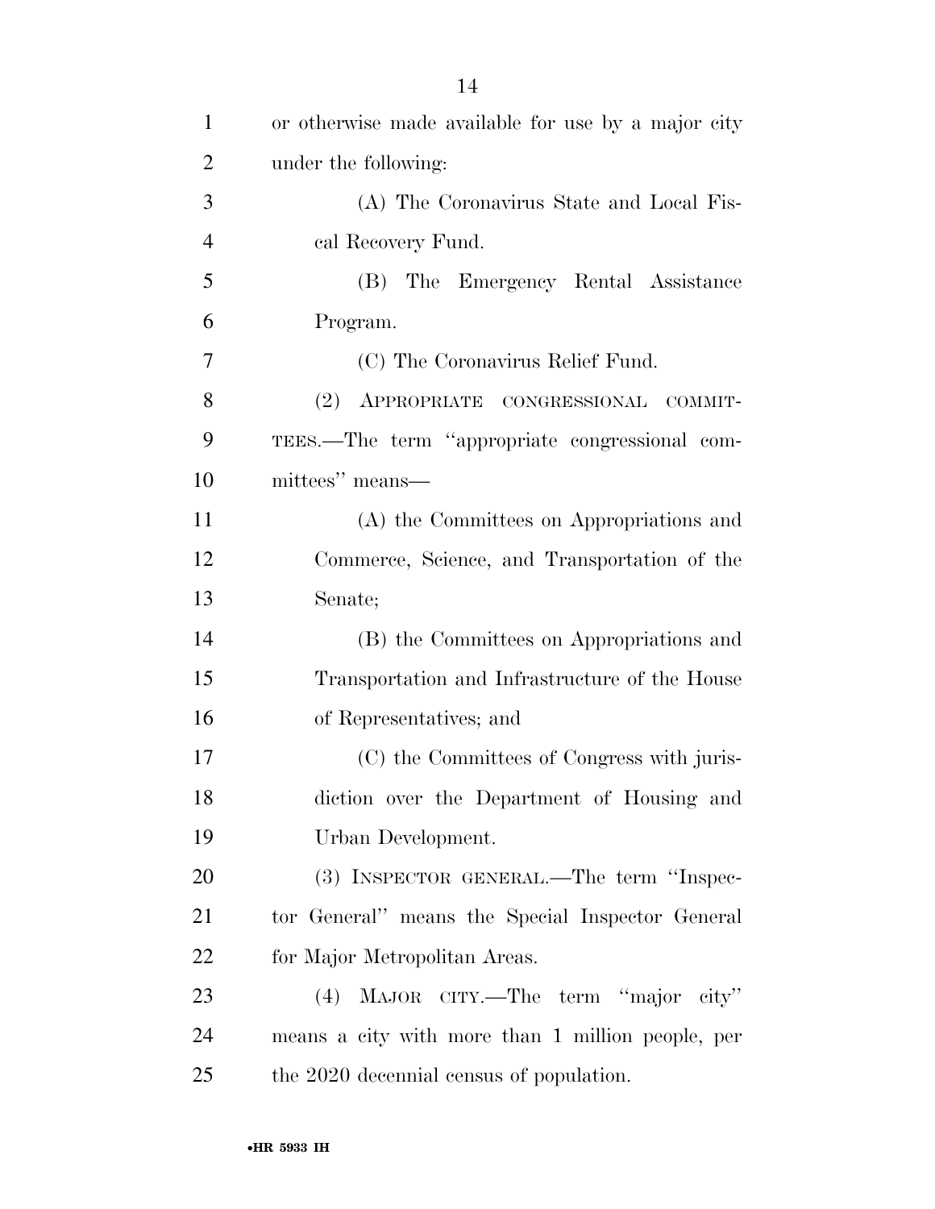or otherwise made available for use by a major city under the following:

(A) The Coronavirus State and Local Fiscal Recovery Fund.

(B) The Emergency Rental Assistance Program.

(C) The Coronavirus Relief Fund.

(2) APPROPRIATE CONGRESSIONAL COMMITTEES.—The term "appropriate congressional committees" means—

(A) the Committees on Appropriations and Commerce, Science, and Transportation of the Senate;

(B) the Committees on Appropriations and Transportation and Infrastructure of the House of Representatives; and

(C) the Committees of Congress with jurisdiction over the Department of Housing and Urban Development.

(3) INSPECTOR GENERAL.—The term "Inspector General" means the Special Inspector General for Major Metropolitan Areas.

(4) MAJOR CITY.—The term "major city" means a city with more than 1 million people, per the 2020 decennial census of population.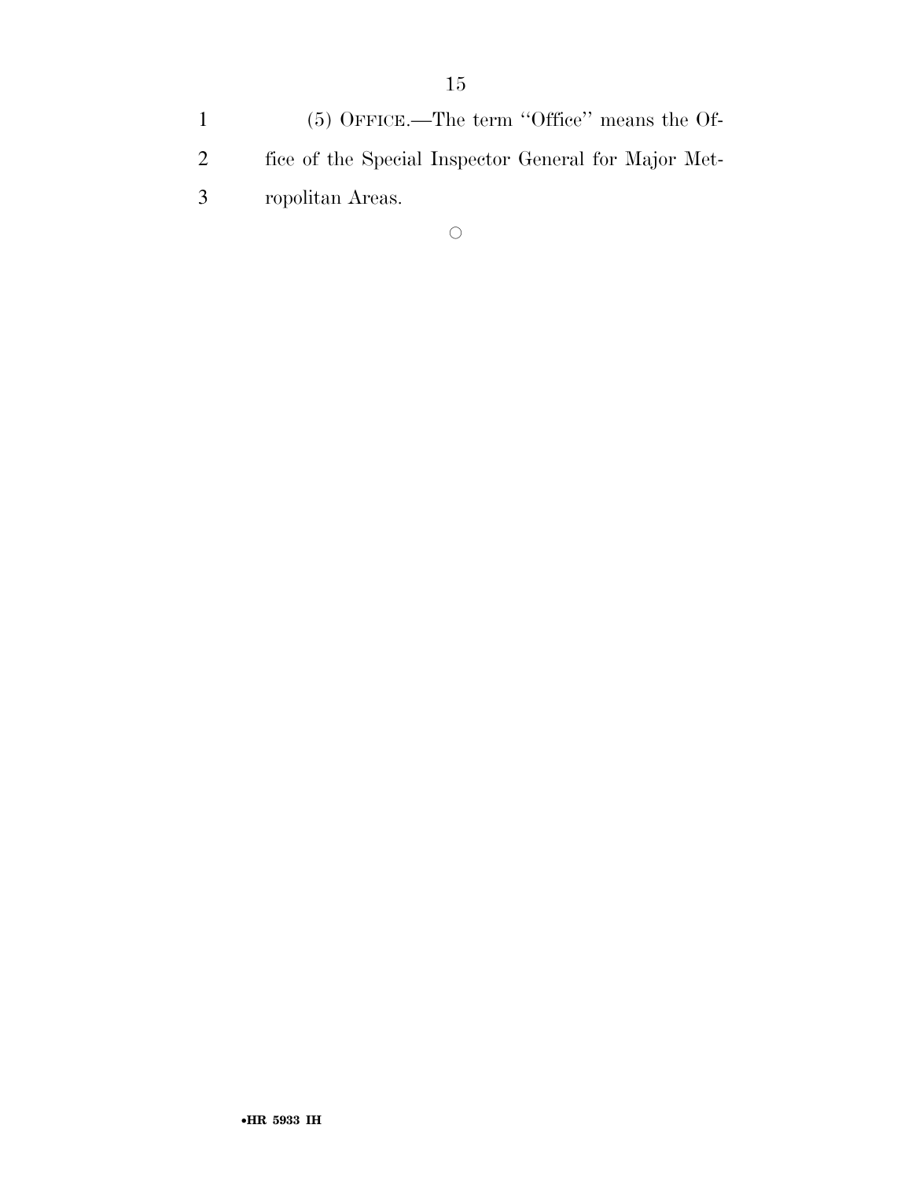(5) OFFICE.—The term ''Office'' means the Office of the Special Inspector General for Major Metropolitan Areas.

○